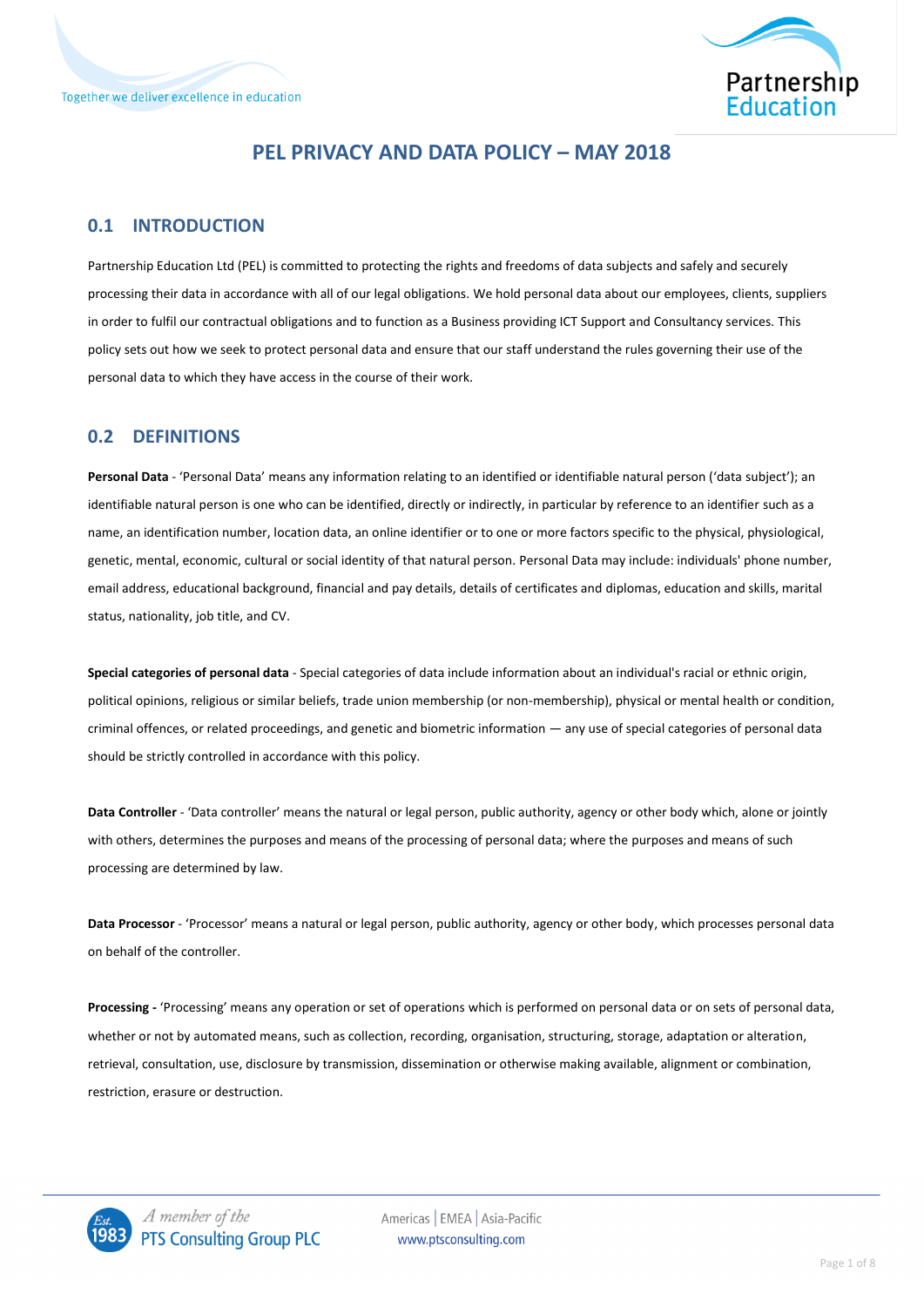# PEL PRIVACY AND DATA POLICY – MAY 2018

## 0.1 INTRODUCTION

Partnership Education Ltd (PEL) is committed to protecting the rights and freedoms of data subjects and safely and securely processing their data in accordance with all of our legal obligations. We hold personal data about our employees, clients, suppliers in order to fulfil our contractual obligations and to function as a Business providing ICT Support and Consultancy services. This policy sets out how we seek to protect personal data and ensure that our staff understand the rules governing their use of the personal data to which they have access in the course of their work.

## 0.2 DEFINITIONS

**Personal Data** - 'Personal Data' means any information relating to an identified or identifiable natural person ('data subject'); an identifiable natural person is one who can be identified, directly or indirectly, in particular by reference to an identifier such as a name, an identification number, location data, an online identifier or to one or more factors specific to the physical, physiological, genetic, mental, economic, cultural or social identity of that natural person. Personal Data may include: individuals' phone number, email address, educational background, financial and pay details, details of certificates and diplomas, education and skills, marital status, nationality, job title, and CV.

**Special categories of personal data** - Special categories of data include information about an individual's racial or ethnic origin, political opinions, religious or similar beliefs, trade union membership (or non-membership), physical or mental health or condition, criminal offences, or related proceedings, and genetic and biometric information — any use of special categories of personal data should be strictly controlled in accordance with this policy.

**Data Controller** - 'Data controller' means the natural or legal person, public authority, agency or other body which, alone or jointly with others, determines the purposes and means of the processing of personal data; where the purposes and means of such processing are determined by law.

**Data Processor** - 'Processor' means a natural or legal person, public authority, agency or other body, which processes personal data on behalf of the controller.

**Processing -** 'Processing' means any operation or set of operations which is performed on personal data or on sets of personal data, whether or not by automated means, such as collection, recording, organisation, structuring, storage, adaptation or alteration, retrieval, consultation, use, disclosure by transmission, dissemination or otherwise making available, alignment or combination, restriction, erasure or destruction.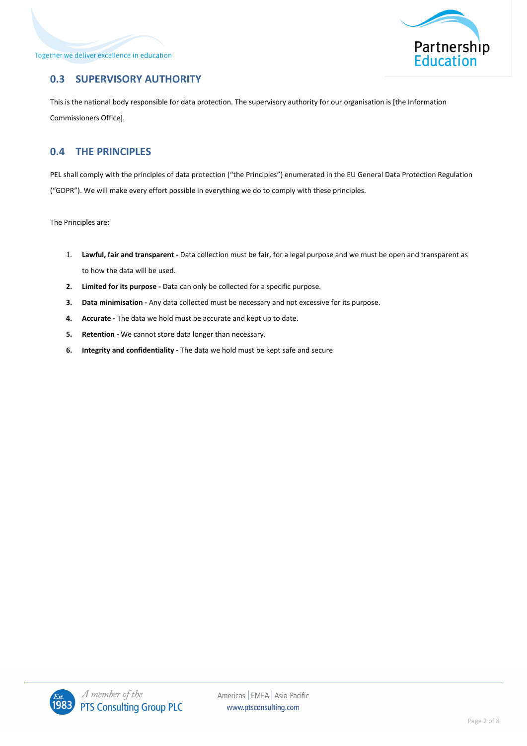## 0.3 SUPERVISORY AUTHORITY

This is the national body responsible for data protection. The supervisory authority for our organisation is [the Information Commissioners Office].

## 0.4 THE PRINCIPLES

PEL shall comply with the principles of data protection ("the Principles") enumerated in the EU General Data Protection Regulation ("GDPR"). We will make every effort possible in everything we do to comply with these principles.

The Principles are:

1. **Lawful, fair and transparent -** Data collection must be fair, for a legal purpose and we must be open and transparent as to how the data will be used.
2. **Limited for its purpose -** Data can only be collected for a specific purpose.
3. **Data minimisation -** Any data collected must be necessary and not excessive for its purpose.
4. **Accurate -** The data we hold must be accurate and kept up to date.
5. **Retention -** We cannot store data longer than necessary.
6. **Integrity and confidentiality -** The data we hold must be kept safe and secure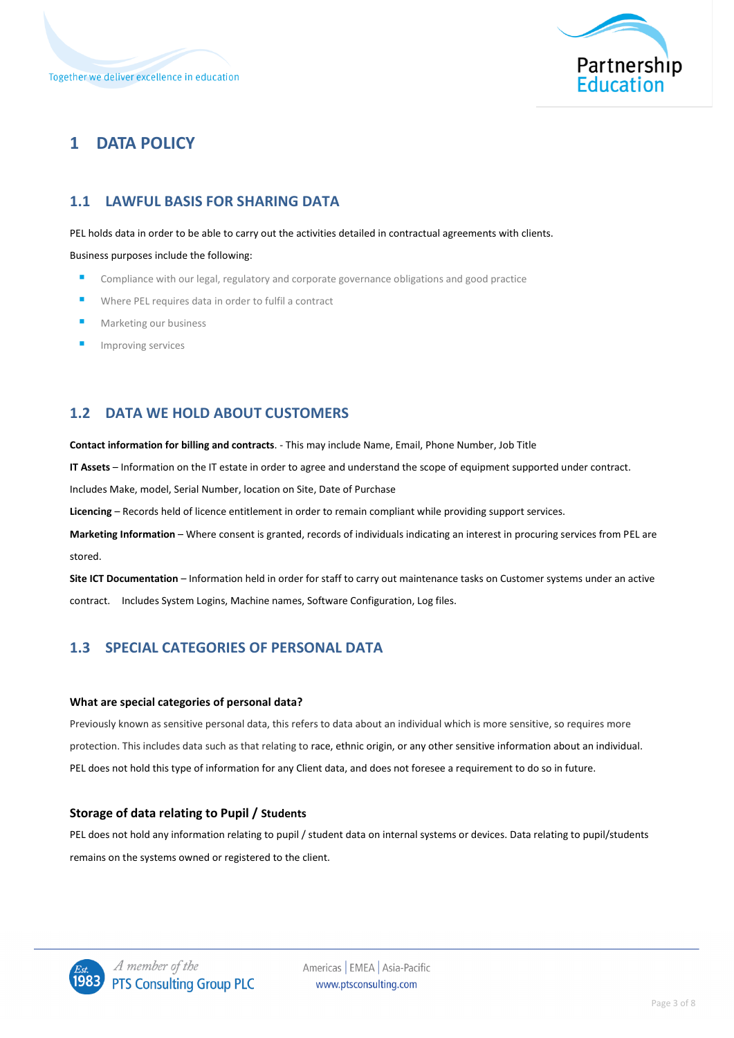# 1 DATA POLICY

## 1.1 LAWFUL BASIS FOR SHARING DATA

PEL holds data in order to be able to carry out the activities detailed in contractual agreements with clients.

Business purposes include the following:

- Compliance with our legal, regulatory and corporate governance obligations and good practice
- Where PEL requires data in order to fulfil a contract
- Marketing our business
- Improving services

## 1.2 DATA WE HOLD ABOUT CUSTOMERS

**Contact information for billing and contracts**. - This may include Name, Email, Phone Number, Job Title

**IT Assets** – Information on the IT estate in order to agree and understand the scope of equipment supported under contract. Includes Make, model, Serial Number, location on Site, Date of Purchase

**Licencing** – Records held of licence entitlement in order to remain compliant while providing support services.

**Marketing Information** – Where consent is granted, records of individuals indicating an interest in procuring services from PEL are stored.

**Site ICT Documentation** – Information held in order for staff to carry out maintenance tasks on Customer systems under an active contract. Includes System Logins, Machine names, Software Configuration, Log files.

## 1.3 SPECIAL CATEGORIES OF PERSONAL DATA

#### What are special categories of personal data?

Previously known as sensitive personal data, this refers to data about an individual which is more sensitive, so requires more protection. This includes data such as that relating to race, ethnic origin, or any other sensitive information about an individual. PEL does not hold this type of information for any Client data, and does not foresee a requirement to do so in future.

#### Storage of data relating to Pupil / Students

PEL does not hold any information relating to pupil / student data on internal systems or devices. Data relating to pupil/students remains on the systems owned or registered to the client.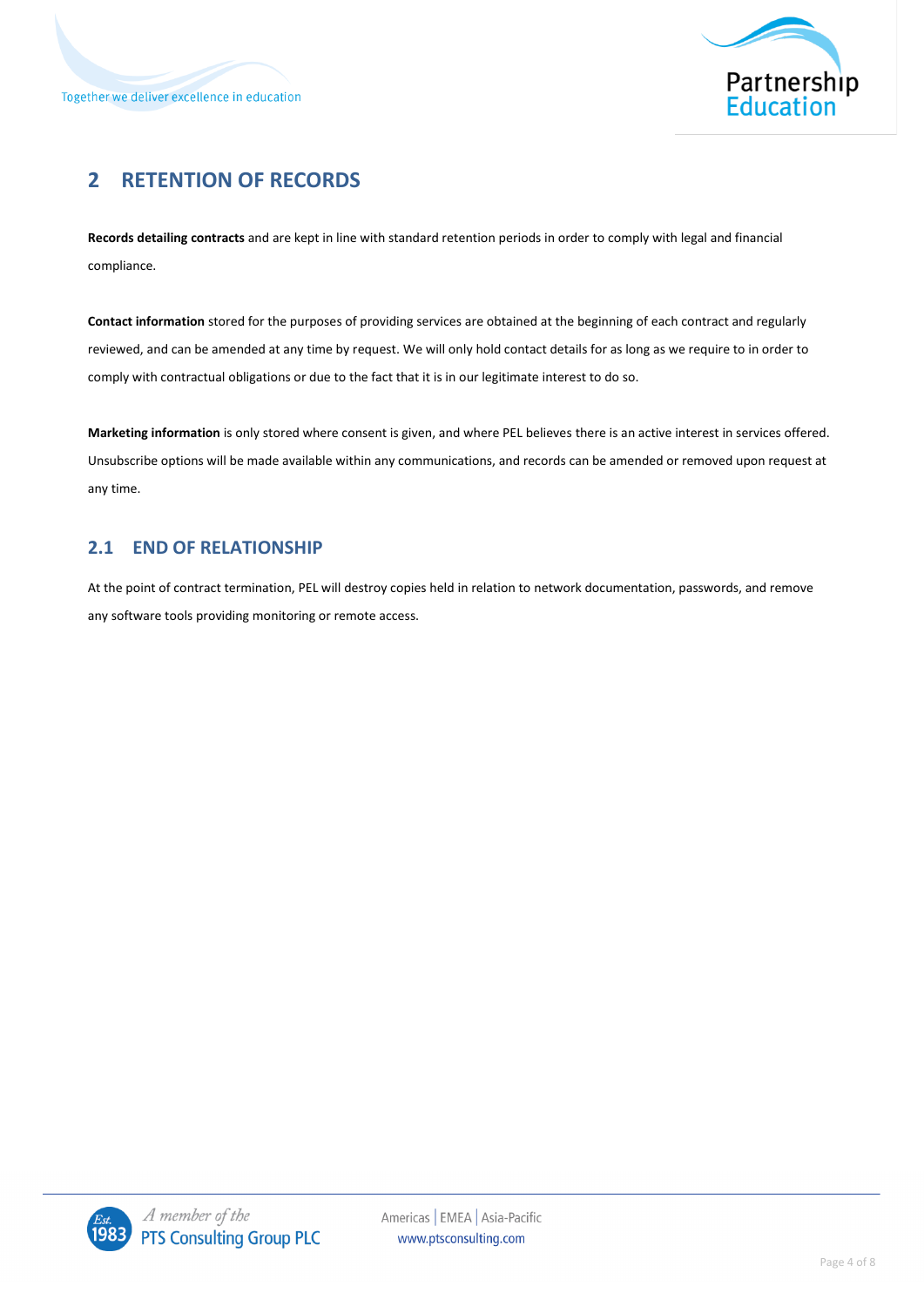## 2 RETENTION OF RECORDS

**Records detailing contracts** and are kept in line with standard retention periods in order to comply with legal and financial compliance.

**Contact information** stored for the purposes of providing services are obtained at the beginning of each contract and regularly reviewed, and can be amended at any time by request. We will only hold contact details for as long as we require to in order to comply with contractual obligations or due to the fact that it is in our legitimate interest to do so.

**Marketing information** is only stored where consent is given, and where PEL believes there is an active interest in services offered. Unsubscribe options will be made available within any communications, and records can be amended or removed upon request at any time.

### 2.1 END OF RELATIONSHIP

At the point of contract termination, PEL will destroy copies held in relation to network documentation, passwords, and remove any software tools providing monitoring or remote access.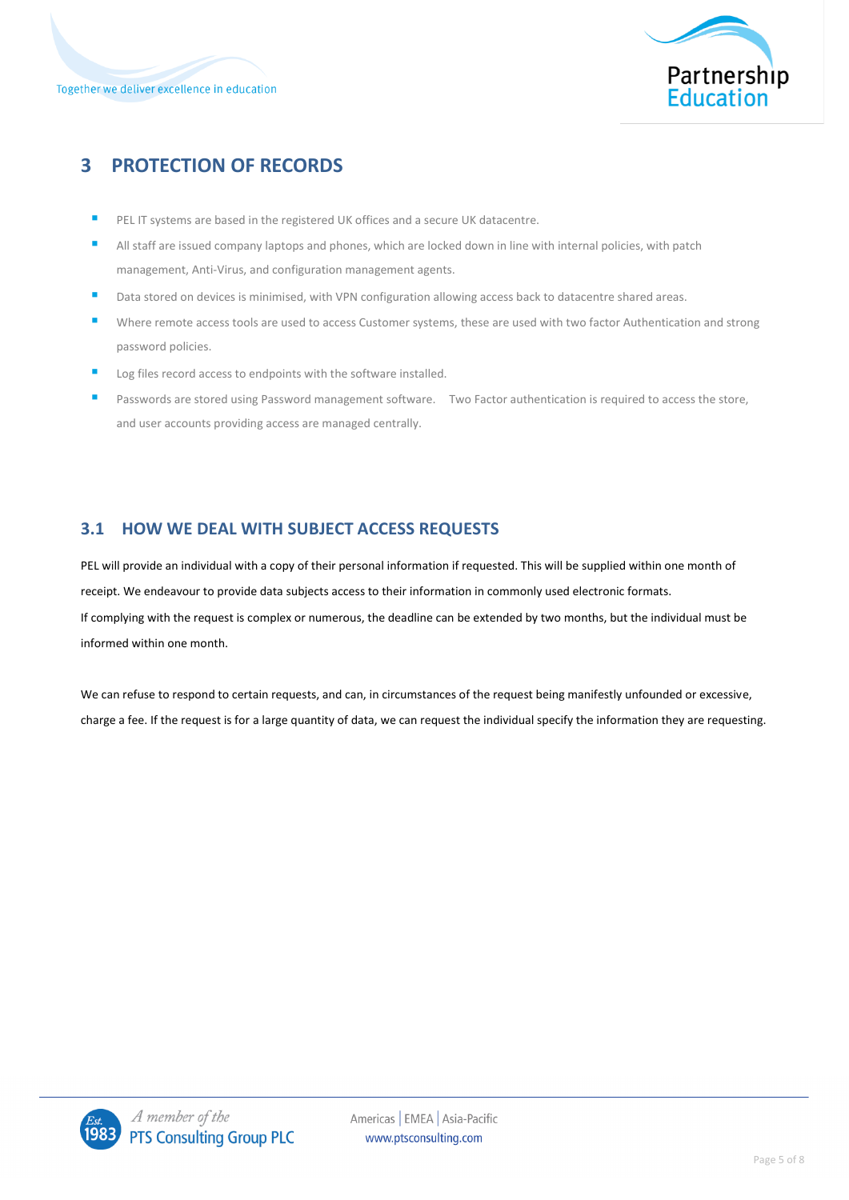# 3 PROTECTION OF RECORDS

- PEL IT systems are based in the registered UK offices and a secure UK datacentre.
- All staff are issued company laptops and phones, which are locked down in line with internal policies, with patch management, Anti-Virus, and configuration management agents.
- Data stored on devices is minimised, with VPN configuration allowing access back to datacentre shared areas.
- Where remote access tools are used to access Customer systems, these are used with two factor Authentication and strong password policies.
- Log files record access to endpoints with the software installed.
- Passwords are stored using Password management software. Two Factor authentication is required to access the store, and user accounts providing access are managed centrally.

## 3.1 HOW WE DEAL WITH SUBJECT ACCESS REQUESTS

PEL will provide an individual with a copy of their personal information if requested. This will be supplied within one month of receipt. We endeavour to provide data subjects access to their information in commonly used electronic formats.
If complying with the request is complex or numerous, the deadline can be extended by two months, but the individual must be informed within one month.

We can refuse to respond to certain requests, and can, in circumstances of the request being manifestly unfounded or excessive, charge a fee. If the request is for a large quantity of data, we can request the individual specify the information they are requesting.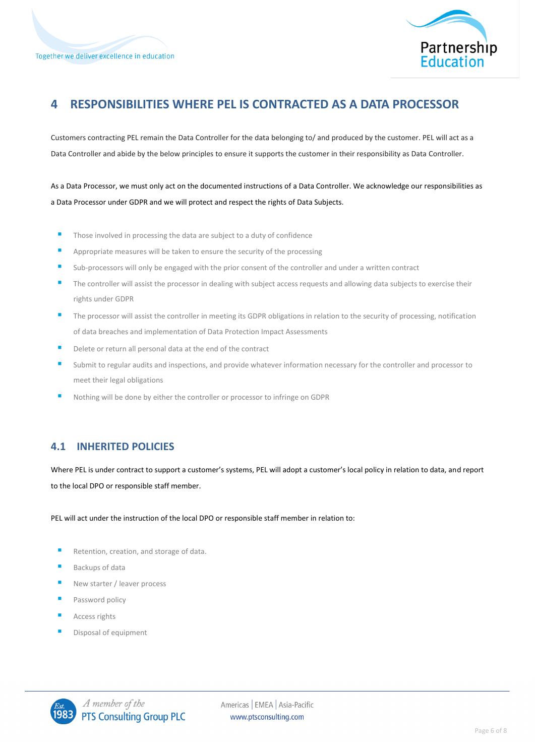# 4 RESPONSIBILITIES WHERE PEL IS CONTRACTED AS A DATA PROCESSOR

Customers contracting PEL remain the Data Controller for the data belonging to/ and produced by the customer. PEL will act as a Data Controller and abide by the below principles to ensure it supports the customer in their responsibility as Data Controller.

As a Data Processor, we must only act on the documented instructions of a Data Controller. We acknowledge our responsibilities as a Data Processor under GDPR and we will protect and respect the rights of Data Subjects.

- Those involved in processing the data are subject to a duty of confidence
- Appropriate measures will be taken to ensure the security of the processing
- Sub-processors will only be engaged with the prior consent of the controller and under a written contract
- The controller will assist the processor in dealing with subject access requests and allowing data subjects to exercise their rights under GDPR
- The processor will assist the controller in meeting its GDPR obligations in relation to the security of processing, notification of data breaches and implementation of Data Protection Impact Assessments
- Delete or return all personal data at the end of the contract
- Submit to regular audits and inspections, and provide whatever information necessary for the controller and processor to meet their legal obligations
- Nothing will be done by either the controller or processor to infringe on GDPR

## 4.1 INHERITED POLICIES

Where PEL is under contract to support a customer's systems, PEL will adopt a customer's local policy in relation to data, and report to the local DPO or responsible staff member.

PEL will act under the instruction of the local DPO or responsible staff member in relation to:

- Retention, creation, and storage of data.
- Backups of data
- New starter / leaver process
- Password policy
- Access rights
- Disposal of equipment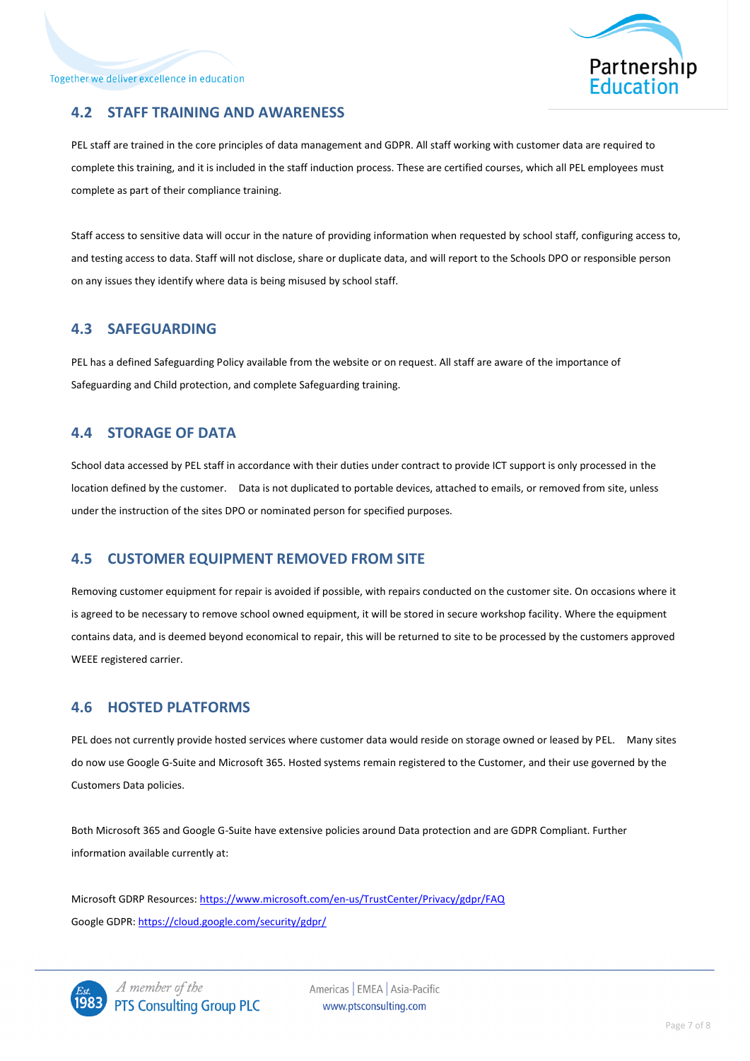## 4.2 STAFF TRAINING AND AWARENESS

PEL staff are trained in the core principles of data management and GDPR. All staff working with customer data are required to complete this training, and it is included in the staff induction process. These are certified courses, which all PEL employees must complete as part of their compliance training.

Staff access to sensitive data will occur in the nature of providing information when requested by school staff, configuring access to, and testing access to data. Staff will not disclose, share or duplicate data, and will report to the Schools DPO or responsible person on any issues they identify where data is being misused by school staff.

## 4.3 SAFEGUARDING

PEL has a defined Safeguarding Policy available from the website or on request. All staff are aware of the importance of Safeguarding and Child protection, and complete Safeguarding training.

## 4.4 STORAGE OF DATA

School data accessed by PEL staff in accordance with their duties under contract to provide ICT support is only processed in the location defined by the customer. Data is not duplicated to portable devices, attached to emails, or removed from site, unless under the instruction of the sites DPO or nominated person for specified purposes.

## 4.5 CUSTOMER EQUIPMENT REMOVED FROM SITE

Removing customer equipment for repair is avoided if possible, with repairs conducted on the customer site. On occasions where it is agreed to be necessary to remove school owned equipment, it will be stored in secure workshop facility. Where the equipment contains data, and is deemed beyond economical to repair, this will be returned to site to be processed by the customers approved WEEE registered carrier.

## 4.6 HOSTED PLATFORMS

PEL does not currently provide hosted services where customer data would reside on storage owned or leased by PEL. Many sites do now use Google G-Suite and Microsoft 365. Hosted systems remain registered to the Customer, and their use governed by the Customers Data policies.

Both Microsoft 365 and Google G-Suite have extensive policies around Data protection and are GDPR Compliant. Further information available currently at:

Microsoft GDRP Resources: https://www.microsoft.com/en-us/TrustCenter/Privacy/gdpr/FAQ
Google GDPR: https://cloud.google.com/security/gdpr/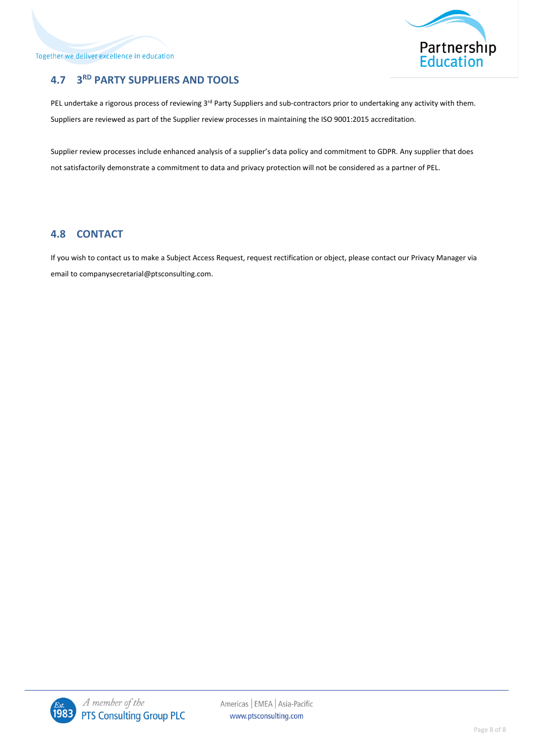## 4.7 3RD PARTY SUPPLIERS AND TOOLS

PEL undertake a rigorous process of reviewing 3rd Party Suppliers and sub-contractors prior to undertaking any activity with them. Suppliers are reviewed as part of the Supplier review processes in maintaining the ISO 9001:2015 accreditation.

Supplier review processes include enhanced analysis of a supplier's data policy and commitment to GDPR. Any supplier that does not satisfactorily demonstrate a commitment to data and privacy protection will not be considered as a partner of PEL.

## 4.8 CONTACT

If you wish to contact us to make a Subject Access Request, request rectification or object, please contact our Privacy Manager via email to companysecretarial@ptsconsulting.com.